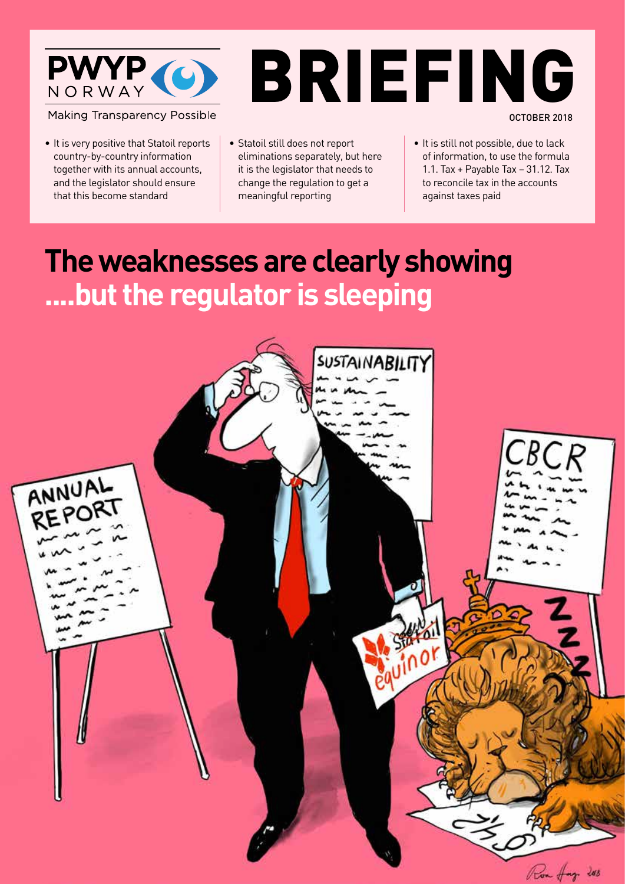PWYP NORWAY

Making Transparency Possible

# BRIEFING

OCTOBER 2018

- It is very positive that Statoil reports country-by-country information together with its annual accounts, and the legislator should ensure that this become standard
- Statoil still does not report eliminations separately, but here it is the legislator that needs to change the regulation to get a meaningful reporting
- It is still not possible, due to lack of information, to use the formula 1.1. Tax + Payable Tax – 31.12. Tax to reconcile tax in the accounts against taxes paid

## The weaknesses are clearly showing ....but the regulator is sleeping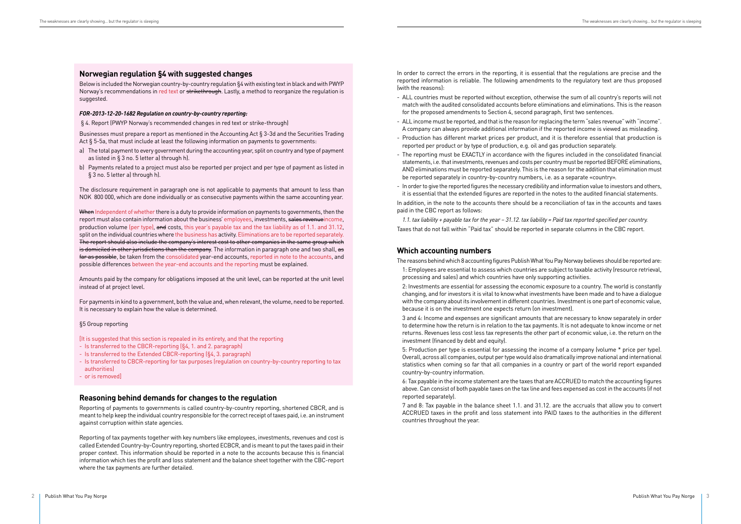## Norwegian regulation §4 with suggested changes

Below is included the Norwegian country-by-country regulation §4 with existing text in black and with PWYP Norway's recommendations in red text or ~~strikethrough~~. Lastly, a method to reorganize the regulation is suggested.

***FOR-2013-12-20-1682 Regulation on country-by-country reporting:***

§ 4. Report (PWYP Norway's recommended changes in red text or strike-through)

Businesses must prepare a report as mentioned in the Accounting Act § 3-3d and the Securities Trading Act § 5-5a, that must include at least the following information on payments to governments:

a) The total payment to every government during the accounting year, split on country and type of payment as listed in § 3 no. 5 letter a) through h).
b) Payments related to a project must also be reported per project and per type of payment as listed in § 3 no. 5 letter a) through h).

The disclosure requirement in paragraph one is not applicable to payments that amount to less than NOK 800 000, which are done individually or as consecutive payments within the same accounting year.

~~When~~ Independent of whether there is a duty to provide information on payments to governments, then the report must also contain information about the business' employees, investments, ~~sales revenue~~income, production volume (per type), ~~and~~ costs, this year's payable tax and the tax liability as of 1.1. and 31.12, split on the individual countries where the business has activity. Eliminations are to be reported separately. ~~The report should also include the company's interest cost to other companies in the same group which is domiciled in other jurisdictions than the company.~~ The information in paragraph one and two shall, ~~as far as possible~~, be taken from the consolidated year-end accounts, reported in note to the accounts, and possible differences between the year-end accounts and the reporting must be explained.

Amounts paid by the company for obligations imposed at the unit level, can be reported at the unit level instead of at project level.

For payments in kind to a government, both the value and, when relevant, the volume, need to be reported. It is necessary to explain how the value is determined.

§5 Group reporting

[It is suggested that this section is repealed in its entirety, and that the reporting
- Is transferred to the CBCR-reporting (§4, 1. and 2. paragraph)
- Is transferred to the Extended CBCR-reporting (§4, 3. paragraph)
- Is transferred to CBCR-reporting for tax purposes (regulation on country-by-country reporting to tax authorities)
- or is removed]

## Reasoning behind demands for changes to the regulation

Reporting of payments to governments is called country-by-country reporting, shortened CBCR, and is meant to help keep the individual country responsible for the correct receipt of taxes paid, i.e. an instrument against corruption within state agencies.

Reporting of tax payments together with key numbers like employees, investments, revenues and cost is called Extended Country-by-Country reporting, shorted ECBCR, and is meant to put the taxes paid in their proper context. This information should be reported in a note to the accounts because this is financial information which ties the profit and loss statement and the balance sheet together with the CBC-report where the tax payments are further detailed.

In order to correct the errors in the reporting, it is essential that the regulations are precise and the reported information is reliable. The following amendments to the regulatory text are thus proposed (with the reasons):

- ALL countries must be reported without exception, otherwise the sum of all country's reports will not match with the audited consolidated accounts before eliminations and eliminations. This is the reason for the proposed amendments to Section 4, second paragraph, first two sentences.
- ALL income must be reported, and that is the reason for replacing the term "sales revenue" with "income". A company can always provide additional information if the reported income is viewed as misleading.
- Production has different market prices per product, and it is therefore essential that production is reported per product or by type of production, e.g. oil and gas production separately.
- The reporting must be EXACTLY in accordance with the figures included in the consolidated financial statements, i.e. that investments, revenues and costs per country must be reported BEFORE eliminations, AND eliminations must be reported separately. This is the reason for the addition that elimination must be reported separately in country-by-country numbers, i.e. as a separate «country».
- In order to give the reported figures the necessary credibility and information value to investors and others, it is essential that the extended figures are reported in the notes to the audited financial statements.

In addition, in the note to the accounts there should be a reconciliation of tax in the accounts and taxes paid in the CBC report as follows:

*1.1. tax liability + payable tax for the year – 31.12. tax liability = Paid tax reported specified per country.*

Taxes that do not fall within "Paid tax" should be reported in separate columns in the CBC report.

## Which accounting numbers

The reasons behind which 8 accounting figures Publish What You Pay Norway believes should be reported are:

1: Employees are essential to assess which countries are subject to taxable activity (resource retrieval, processing and sales) and which countries have only supporting activities.

2: Investments are essential for assessing the economic exposure to a country. The world is constantly changing, and for investors it is vital to know what investments have been made and to have a dialogue with the company about its involvement in different countries. Investment is one part of economic value, because it is on the investment one expects return (on investment).

3 and 4: Income and expenses are significant amounts that are necessary to know separately in order to determine how the return is in relation to the tax payments. It is not adequate to know income or net returns. Revenues less cost less tax represents the other part of economic value, i.e. the return on the investment (financed by debt and equity).

5: Production per type is essential for assessing the income of a company (volume * price per type). Overall, across all companies, output per type would also dramatically improve national and international statistics when coming so far that all companies in a country or part of the world report expanded country-by-country information.

6: Tax payable in the income statement are the taxes that are ACCRUED to match the accounting figures above. Can consist of both payable taxes on the tax line and fees expensed as cost in the accounts (if not reported separately).

7 and 8: Tax payable in the balance sheet 1.1. and 31.12. are the accruals that allow you to convert ACCRUED taxes in the profit and loss statement into PAID taxes to the authorities in the different countries throughout the year.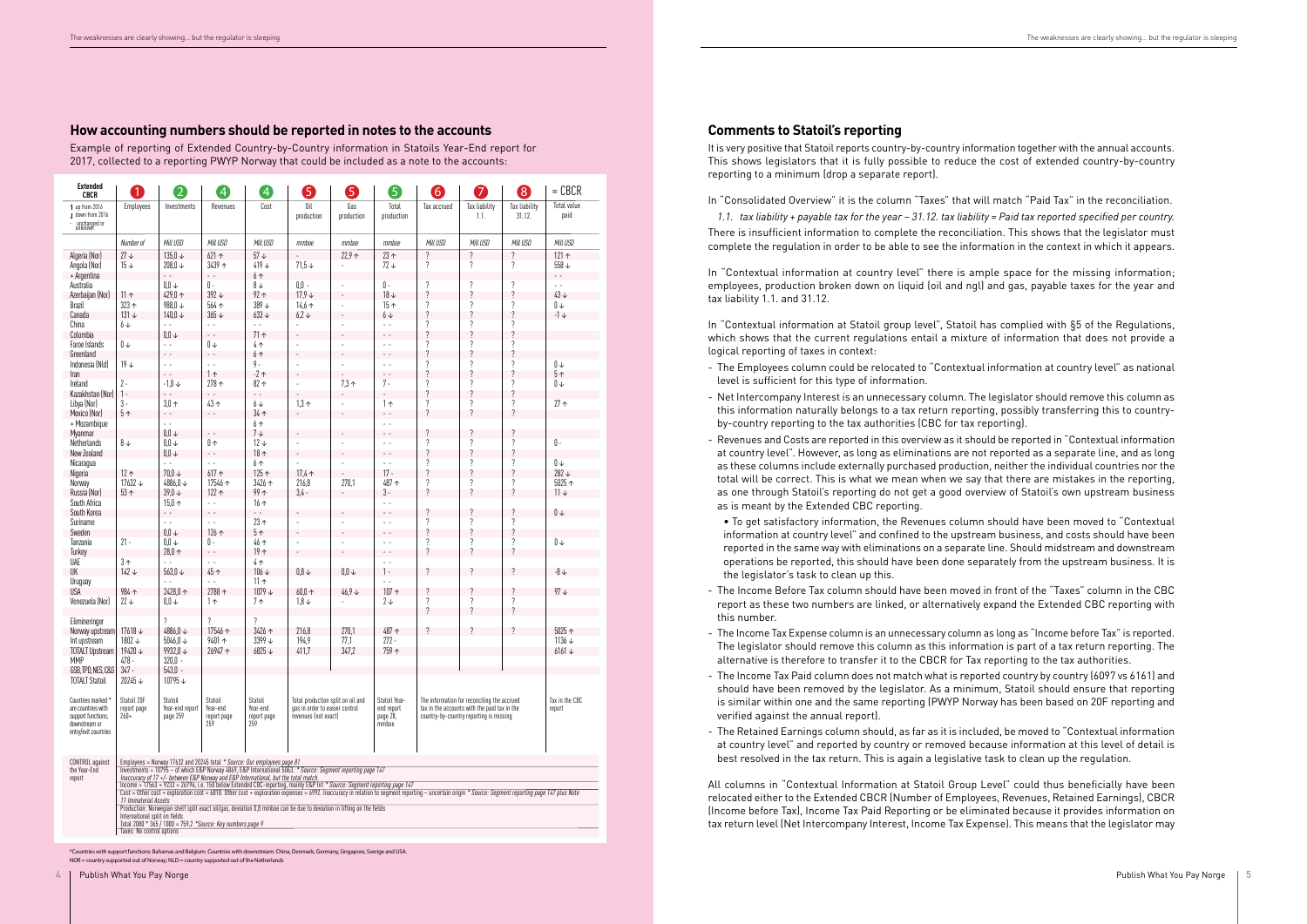## How accounting numbers should be reported in notes to the accounts

Example of reporting of Extended Country-by-Country information in Statoils Year-End report for 2017, collected to a reporting PWYP Norway that could be included as a note to the accounts:

| Extended CBCR | 1 | 2 | 4 | 4 | 5 | 5 | 5 | 6 | 7 | 8 | = CBCR |
|---|---|---|---|---|---|---|---|---|---|---|---|
| ↑ up from 2016 ↓ down from 2016 - unchanged or unknown | Employees | Investments | Revenues | Cost | Oil production | Gas production | Total production | Tax accrued | Tax liability 1.1. | Tax liability 31.12. | Total value paid |
| | Number of | Mill USD | Mill USD | Mill USD | mmboe | mmboe | mmboe | Mill USD | Mill USD | Mill USD | Mill USD |
| Algeria (Nor) | 27 ↓ | 135,0 ↓ | 621 ↑ | 57 ↓ | - | 22,9 ↑ | 23 ↑ | ? | ? | ? | 121 ↑ |
| Angola (Nor) | 15 ↓ | 208,0 ↓ | 3439 ↑ | 419 ↓ | 71,5 ↓ | - | 72 ↓ | ? | ? | ? | 558 ↓ |
| + Argentina | | - - | - - | 6 ↑ | | | | | | | - - |
| Australia | | 0,0 ↓ | 0 - | 8 ↓ | 0,0 - | - | 0 - | ? | ? | ? | - - |
| Azerbaijan (Nor) | 11 ↑ | 429,0 ↑ | 392 ↓ | 92 ↑ | 17,9 ↓ | - | 18 ↓ | ? | ? | ? | 43 ↓ |
| Brazil | 323 ↑ | 988,0 ↓ | 564 ↑ | 389 ↓ | 14,6 ↑ | - | 15 ↑ | ? | ? | ? | 0 ↓ |
| Canada | 131 ↓ | 140,0 ↓ | 365 ↓ | 633 ↓ | 6,2 ↓ | - | 6 ↓ | ? | ? | ? | -1 ↓ |
| China | 6 ↓ | - - | - - | - - | - | - | - - | ? | ? | ? | |
| Colombia | | 0,0 ↓ | - - | 71 ↑ | - | - | - - | ? | ? | ? | |
| Faroe Islands | 0 ↓ | - - | 0 ↓ | 4 ↑ | - | - | - - | ? | ? | ? | |
| Greenland | | - - | - - | 6 ↑ | - | - | - - | ? | ? | ? | |
| Indonesia (Nld) | 19 ↓ | - - | - - | 9 - | - | - | - - | ? | ? | ? | 0 ↓ |
| Iran | | - - | 1 ↑ | -2 ↑ | - | - | - - | ? | ? | ? | 5 ↑ |
| Ireland | 2 - | -1,0 ↓ | 278 ↑ | 82 ↑ | - | 7,3 ↑ | 7 - | ? | ? | ? | 0 ↓ |
| Kazakhstan (Nor) | 1 - | - - | - - | - - | - | - | - | ? | ? | ? | |
| Libya (Nor) | 3 - | 3,0 ↑ | 43 ↑ | 6 ↓ | 1,3 ↑ | - | 1 ↑ | ? | ? | ? | 27 ↑ |
| Mexico (Nor) | 5 ↑ | - - | - - | 34 ↑ | - | - | - - | ? | ? | ? | |
| + Mozambique | | - - | | 6 ↑ | | | - - | | | | |
| Myanmar | | 0,0 ↓ | - - | 7 ↓ | - | - | - - | ? | ? | ? | |
| Netherlands | 8 ↓ | 0,0 ↓ | 0 ↑ | 12 ↓ | - | - | - - | ? | ? | ? | 0 - |
| New Zealand | | 0,0 ↓ | - - | 18 ↑ | - | - | - - | ? | ? | ? | |
| Nicaragua | | - - | - - | 6 ↑ | - | - | - - | ? | ? | ? | 0 ↓ |
| Nigeria | 12 ↑ | 70,0 ↓ | 617 ↑ | 125 ↑ | 17,4 ↑ | - | 17 - | ? | ? | ? | 282 ↓ |
| Norway | 17632 ↓ | 4886,0 ↓ | 17546 ↑ | 3426 ↑ | 216,8 | 270,1 | 487 ↑ | ? | ? | ? | 5025 ↑ |
| Russia (Nor) | 53 ↑ | 39,0 ↓ | 122 ↑ | 99 ↑ | 3,4 - | - | 3 - | ? | ? | ? | 11 ↓ |
| South Africa | | 15,0 ↑ | - - | 16 ↑ | | | - - | | | | |
| South Korea | | - - | - - | - - | - | - | - - | ? | ? | ? | 0 ↓ |
| Suriname | | - - | - - | 23 ↑ | - | - | - - | ? | ? | ? | |
| Sweden | | 0,0 ↓ | 126 ↑ | 5 ↑ | - | - | - - | ? | ? | ? | |
| Tanzania | 21 - | 0,0 ↓ | 0 - | 46 ↑ | - | - | - - | ? | ? | ? | 0 ↓ |
| Turkey | | 28,0 ↑ | - - | 19 ↑ | - | - | - - | ? | ? | ? | |
| UAE | 3 ↑ | - - | - - | 4 ↑ | | | - - | | | | |
| UK | 142 ↓ | 563,0 ↓ | 45 ↑ | 106 ↓ | 0,8 ↓ | 0,0 ↓ | 1 - | ? | ? | ? | -8 ↓ |
| Uruguay | | - - | - - | 11 ↑ | | | - - | | | | |
| USA | 984 ↑ | 2428,0 ↑ | 2788 ↑ | 1079 ↓ | 60,0 ↑ | 46,9 ↓ | 107 ↑ | ? | ? | ? | 97 ↓ |
| Venezuela (Nor) | 22 ↓ | 0,0 ↓ | 1 ↑ | 7 ↑ | 1,8 ↓ | - | 2 ↓ | ? | ? | ? | |
| | | | | | | | | ? | ? | ? | |
| Elimineringer | | ? | ? | ? | | | | | | | |
| Norway upstream | 17618 ↓ | 4886,0 ↓ | 17546 ↑ | 3426 ↑ | 216,8 | 270,1 | 487 ↑ | ? | ? | ? | 5025 ↑ |
| Int upstream | 1802 ↓ | 5046,0 ↓ | 9401 ↑ | 3399 ↓ | 194,9 | 77,1 | 272 - | | | | 1136 ↓ |
| TOTALT Upstream | 19420 ↓ | 9932,0 ↓ | 26947 ↑ | 6825 ↓ | 411,7 | 347,2 | 759 ↑ | | | | 6161 ↓ |
| MMP | 478 - | 320,0 - | | | | | | | | | |
| GSB,TPD,NES,CSS | 347 - | 543,0 - | | | | | | | | | |
| TOTALT Statoil | 20245 ↓ | 10795 ↓ | | | | | | | | | |
| Countries marked * are countries with support functions, downstream or entry/exit countries | Statoil 20F report page 260+ | Statoil Year-end report page 259 | Statoil Year-end report page 259 | Statoil Year-end report page 259 | Total production split on oil and gas in order to easier control revenues (not exact) | | Statoil Year-end report page 28, mmboe | The information for reconciling the accrued tax in the accounts with the paid tax in the country-by-country reporting is missing | | | Tax in the CBC report |

CONTROL against the Year-End report:

- Employees = Norway 17632 and 20245 total. * *Source: Our employees page 81*
- Investments = 10795 – of which E&P Norway 4869, E&P International 5063. * *Source: Segment reporting page 147* *Inaccuracy of 17 +/- between E&P Norway and E&P International, but the total match.*
- Income = 17563 + 9233 = 26796, i.e. 150 below Extended CBC-reporting, mainly E&P Int. * *Source: Segment reporting page 147*
- Cost = Other cost + exploration cost = 6818. Other cost + exploration expenses = 6992. Inaccuracy in relation to segment reporting – uncertain origin * *Source: Segment reporting page 147 plus Note 11 Immaterial Assets*
- Production: Norwegian shelf split exact oil/gas, deviation 0,8 mmboe can be due to deviation in lifting on the fields. International split on fields. Total 2080 * 365 / 1000 = 759,2 *Source: Key numbers page 9*
- Taxes: No control options

*Countries with support functions: Bahamas and Belgium. Countries with downstream: China, Denmark, Germany, Singapore, Sverige and USA.
NOR = country supported out of Norway; NLD = country supported out of the Netherlands

## Comments to Statoil's reporting

It is very positive that Statoil reports country-by-country information together with the annual accounts. This shows legislators that it is fully possible to reduce the cost of extended country-by-country reporting to a minimum (drop a separate report).

In "Consolidated Overview" it is the column "Taxes" that will match "Paid Tax" in the reconciliation.

*1.1. tax liability + payable tax for the year – 31.12. tax liability = Paid tax reported specified per country.*

There is insufficient information to complete the reconciliation. This shows that the legislator must complete the regulation in order to be able to see the information in the context in which it appears.

In "Contextual information at country level" there is ample space for the missing information; employees, production broken down on liquid (oil and ngl) and gas, payable taxes for the year and tax liability 1.1. and 31.12.

In "Contextual information at Statoil group level", Statoil has complied with §5 of the Regulations, which shows that the current regulations entail a mixture of information that does not provide a logical reporting of taxes in context:

- The Employees column could be relocated to "Contextual information at country level" as national level is sufficient for this type of information.
- Net Intercompany Interest is an unnecessary column. The legislator should remove this column as this information naturally belongs to a tax return reporting, possibly transferring this to country-by-country reporting to the tax authorities (CBC for tax reporting).
- Revenues and Costs are reported in this overview as it should be reported in "Contextual information at country level". However, as long as eliminations are not reported as a separate line, and as long as these columns include externally purchased production, neither the individual countries nor the total will be correct. This is what we mean when we say that there are mistakes in the reporting, as one through Statoil's reporting do not get a good overview of Statoil's own upstream business as is meant by the Extended CBC reporting.
  - To get satisfactory information, the Revenues column should have been moved to "Contextual information at country level" and confined to the upstream business, and costs should have been reported in the same way with eliminations on a separate line. Should midstream and downstream operations be reported, this should have been done separately from the upstream business. It is the legislator's task to clean up this.
- The Income Before Tax column should have been moved in front of the "Taxes" column in the CBC report as these two numbers are linked, or alternatively expand the Extended CBC reporting with this number.
- The Income Tax Expense column is an unnecessary column as long as "Income before Tax" is reported. The legislator should remove this column as this information is part of a tax return reporting. The alternative is therefore to transfer it to the CBCR for Tax reporting to the tax authorities.
- The Income Tax Paid column does not match what is reported country by country (6097 vs 6161) and should have been removed by the legislator. As a minimum, Statoil should ensure that reporting is similar within one and the same reporting (PWYP Norway has been based on 20F reporting and verified against the annual report).
- The Retained Earnings column should, as far as it is included, be moved to "Contextual information at country level" and reported by country or removed because information at this level of detail is best revolved in the tax return. This is again a legislative task to clean up the regulation.

All columns in "Contextual Information at Statoil Group Level" could thus beneficially have been relocated either to the Extended CBCR (Number of Employees, Revenues, Retained Earnings), CBCR (Income before Tax), Income Tax Paid Reporting or be eliminated because it provides information on tax return level (Net Intercompany Interest, Income Tax Expense). This means that the legislator may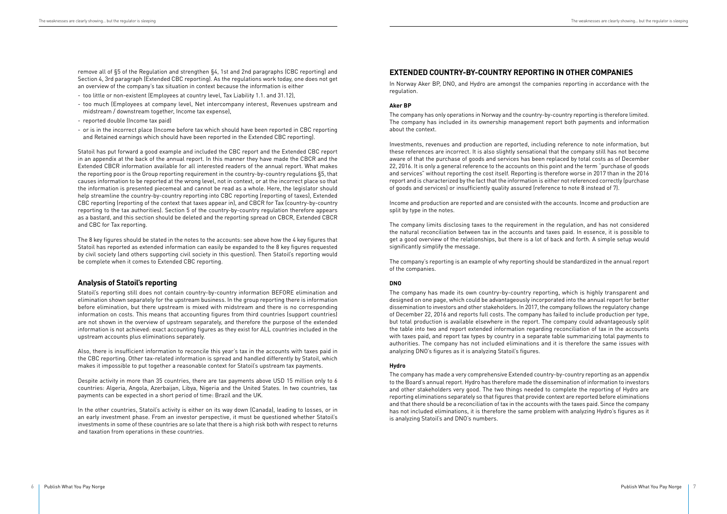remove all of §5 of the Regulation and strengthen §4, 1st and 2nd paragraphs (CBC reporting) and Section 4, 3rd paragraph (Extended CBC reporting). As the regulations work today, one does not get an overview of the company's tax situation in context because the information is either

- too little or non-existent (Employees at country level, Tax Liability 1.1. and 31.12),
- too much (Employees at company level, Net intercompany interest, Revenues upstream and midstream / downstream together, Income tax expense),
- reported double (Income tax paid)
- or is in the incorrect place (Income before tax which should have been reported in CBC reporting and Retained earnings which should have been reported in the Extended CBC reporting).

Statoil has put forward a good example and included the CBC report and the Extended CBC report in an appendix at the back of the annual report. In this manner they have made the CBCR and the Extended CBCR information available for all interested readers of the annual report. What makes the reporting poor is the Group reporting requirement in the country-by-country regulations §5, that causes information to be reported at the wrong level, not in context, or at the incorrect place so that the information is presented piecemeal and cannot be read as a whole. Here, the legislator should help streamline the country-by-country reporting into CBC reporting (reporting of taxes), Extended CBC reporting (reporting of the context that taxes appear in), and CBCR for Tax (country-by-country reporting to the tax authorities). Section 5 of the country-by-country regulation therefore appears as a bastard, and this section should be deleted and the reporting spread on CBCR, Extended CBCR and CBC for Tax reporting.

The 8 key figures should be stated in the notes to the accounts: see above how the 4 key figures that Statoil has reported as extended information can easily be expanded to the 8 key figures requested by civil society (and others supporting civil society in this question). Then Statoil's reporting would be complete when it comes to Extended CBC reporting.

## Analysis of Statoil's reporting

Statoil's reporting still does not contain country-by-country information BEFORE elimination and elimination shown separately for the upstream business. In the group reporting there is information before elimination, but there upstream is mixed with midstream and there is no corresponding information on costs. This means that accounting figures from third countries (support countries) are not shown in the overview of upstream separately, and therefore the purpose of the extended information is not achieved: exact accounting figures as they exist for ALL countries included in the upstream accounts plus eliminations separately.

Also, there is insufficient information to reconcile this year's tax in the accounts with taxes paid in the CBC reporting. Other tax-related information is spread and handled differently by Statoil, which makes it impossible to put together a reasonable context for Statoil's upstream tax payments.

Despite activity in more than 35 countries, there are tax payments above USD 15 million only to 6 countries: Algeria, Angola, Azerbaijan, Libya, Nigeria and the United States. In two countries, tax payments can be expected in a short period of time: Brazil and the UK.

In the other countries, Statoil's activity is either on its way down (Canada), leading to losses, or in an early investment phase. From an investor perspective, it must be questioned whether Statoil's investments in some of these countries are so late that there is a high risk both with respect to returns and taxation from operations in these countries.

## EXTENDED COUNTRY-BY-COUNTRY REPORTING IN OTHER COMPANIES

In Norway Aker BP, DNO, and Hydro are amongst the companies reporting in accordance with the regulation.

#### Aker BP

The company has only operations in Norway and the country-by-country reporting is therefore limited. The company has included in its ownership management report both payments and information about the context.

Investments, revenues and production are reported, including reference to note information, but these references are incorrect. It is also slightly sensational that the company still has not become aware of that the purchase of goods and services has been replaced by total costs as of December 22, 2016. It is only a general reference to the accounts on this point and the term "purchase of goods and services" without reporting the cost itself. Reporting is therefore worse in 2017 than in the 2016 report and is characterized by the fact that the information is either not referenced correctly (purchase of goods and services) or insufficiently quality assured (reference to note 8 instead of 7).

Income and production are reported and are consisted with the accounts. Income and production are split by type in the notes.

The company limits disclosing taxes to the requirement in the regulation, and has not considered the natural reconciliation between tax in the accounts and taxes paid. In essence, it is possible to get a good overview of the relationships, but there is a lot of back and forth. A simple setup would significantly simplify the message.

The company's reporting is an example of why reporting should be standardized in the annual report of the companies.

#### DNO

The company has made its own country-by-country reporting, which is highly transparent and designed on one page, which could be advantageously incorporated into the annual report for better dissemination to investors and other stakeholders. In 2017, the company follows the regulatory change of December 22, 2016 and reports full costs. The company has failed to include production per type, but total production is available elsewhere in the report. The company could advantageously split the table into two and report extended information regarding reconciliation of tax in the accounts with taxes paid, and report tax types by country in a separate table summarizing total payments to authorities. The company has not included eliminations and it is therefore the same issues with analyzing DNO's figures as it is analyzing Statoil's figures.

#### Hydro

The company has made a very comprehensive Extended country-by-country reporting as an appendix to the Board's annual report. Hydro has therefore made the dissemination of information to investors and other stakeholders very good. The two things needed to complete the reporting of Hydro are reporting eliminations separately so that figures that provide context are reported before eliminations and that there should be a reconciliation of tax in the accounts with the taxes paid. Since the company has not included eliminations, it is therefore the same problem with analyzing Hydro's figures as it is analyzing Statoil's and DNO's numbers.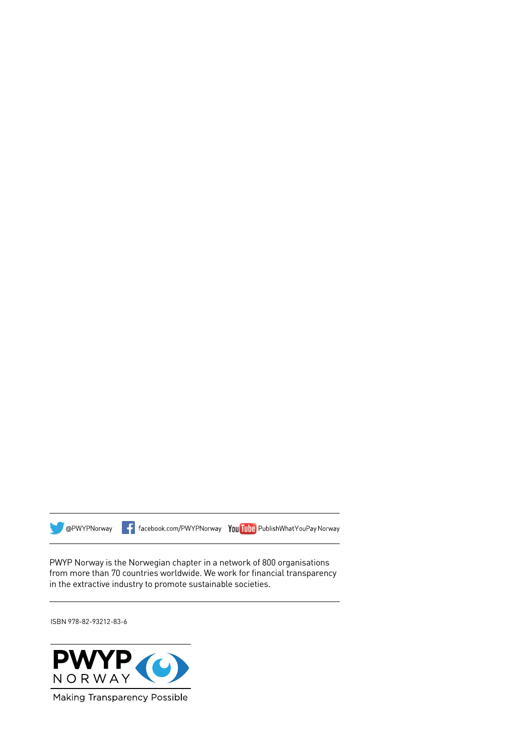@PWYPNorway facebook.com/PWYPNorway PublishWhatYouPay Norway

---

PWYP Norway is the Norwegian chapter in a network of 800 organisations from more than 70 countries worldwide. We work for financial transparency in the extractive industry to promote sustainable societies.

---

ISBN 978-82-93212-83-6

PWYP NORWAY

Making Transparency Possible